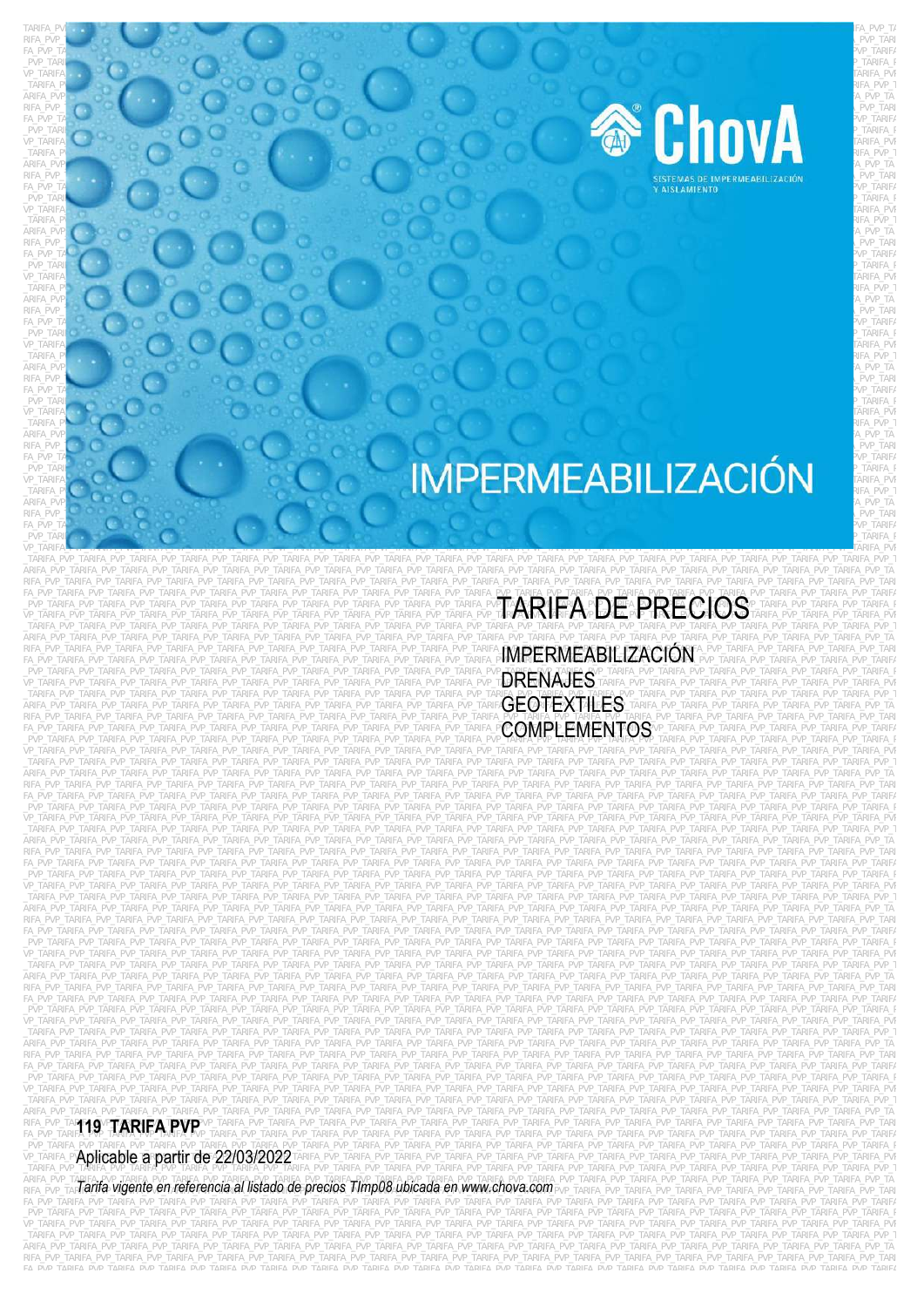ChovA

SISTEMAS DE IMPERMEABILIZACIÓN Y AISLAMIENTO

# IMPERMEABILIZACIÓN

# TARIFA DE PRECIOS

IMPERMEABILIZACIÓN
DRENAJES
GEOTEXTILES
COMPLEMENTOS

**119 TARIFA PVP**

Aplicable a partir de 22/03/2022

*Tarifa vigente en referencia al listado de precios TImp08 ubicada en www.chova.com*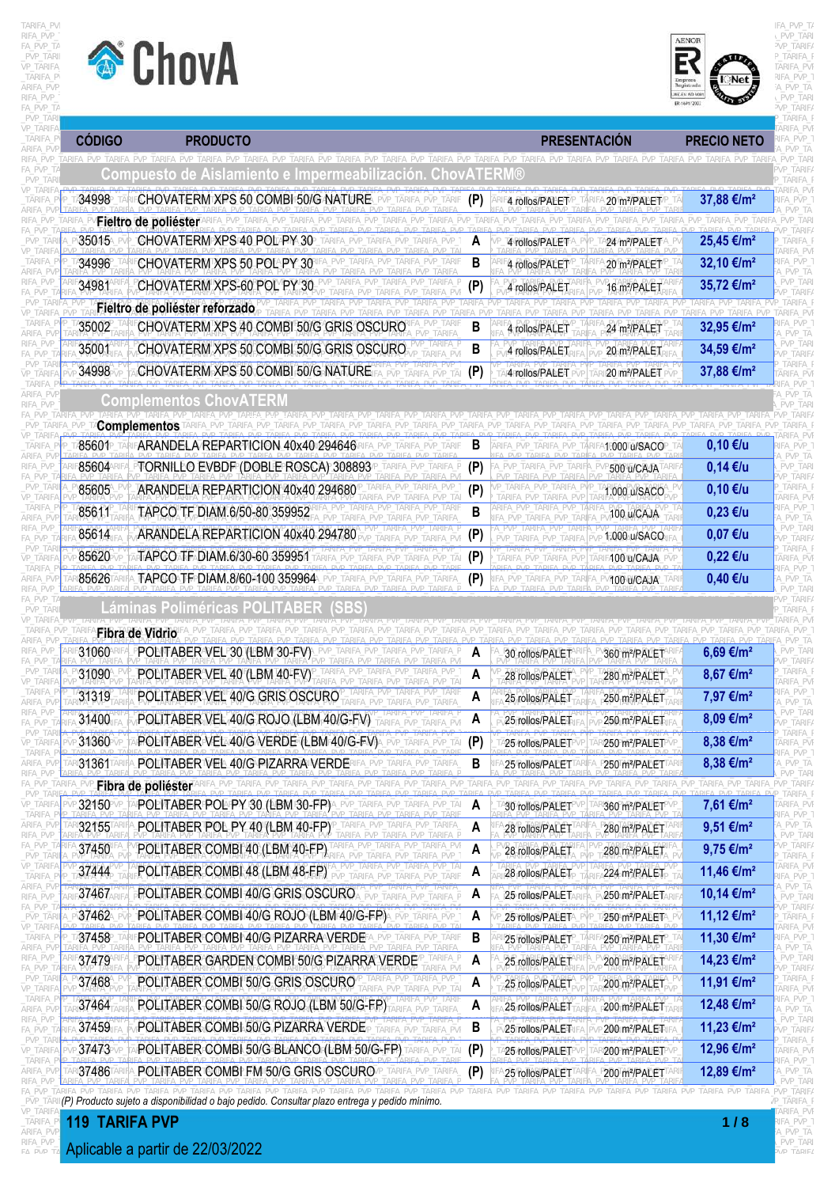| CÓDIGO | PRODUCTO | | PRESENTACIÓN | | PRECIO NETO |
|---|---|---|---|---|---|
| **Compuesto de Aislamiento e Impermeabilización. ChovATERM®** | | | | | |
| 34998 | CHOVATERM XPS 50 COMBI 50/G NATURE | (P) | 4 rollos/PALET | 20 m²/PALET | 37,88 €/m² |
| **Fieltro de poliéster** | | | | | |
| 35015 | CHOVATERM XPS 40 POL PY 30 | A | 4 rollos/PALET | 24 m²/PALET | 25,45 €/m² |
| 34996 | CHOVATERM XPS 50 POL PY 30 | B | 4 rollos/PALET | 20 m²/PALET | 32,10 €/m² |
| 34981 | CHOVATERM XPS-60 POL PY 30 | (P) | 4 rollos/PALET | 16 m²/PALET | 35,72 €/m² |
| **Fieltro de poliéster reforzado** | | | | | |
| 35002 | CHOVATERM XPS 40 COMBI 50/G GRIS OSCURO | B | 4 rollos/PALET | 24 m²/PALET | 32,95 €/m² |
| 35001 | CHOVATERM XPS 50 COMBI 50/G GRIS OSCURO | B | 4 rollos/PALET | 20 m²/PALET | 34,59 €/m² |
| 34998 | CHOVATERM XPS 50 COMBI 50/G NATURE | (P) | 4 rollos/PALET | 20 m²/PALET | 37,88 €/m² |
| **Complementos ChovATERM** | | | | | |
| **Complementos** | | | | | |
| 85601 | ARANDELA REPARTICION 40x40 294646 | B | | 1.000 u/SACO | 0,10 €/u |
| 85604 | TORNILLO EVBDF (DOBLE ROSCA) 308893 | (P) | | 500 u/CAJA | 0,14 €/u |
| 85605 | ARANDELA REPARTICION 40x40 294680 | (P) | | 1.000 u/SACO | 0,10 €/u |
| 85611 | TAPCO TF DIAM.6/50-80 359952 | B | | 100 u/CAJA | 0,23 €/u |
| 85614 | ARANDELA REPARTICION 40x40 294780 | (P) | | 1.000 u/SACO | 0,07 €/u |
| 85620 | TAPCO TF DIAM.6/30-60 359951 | (P) | | 100 u/CAJA | 0,22 €/u |
| 85626 | TAPCO TF DIAM.8/60-100 359964 | (P) | | 100 u/CAJA | 0,40 €/u |
| **Láminas Poliméricas POLITABER (SBS)** | | | | | |
| **Fibra de Vidrio** | | | | | |
| 31060 | POLITABER VEL 30 (LBM 30-FV) | A | 30 rollos/PALET | 360 m²/PALET | 6,69 €/m² |
| 31090 | POLITABER VEL 40 (LBM 40-FV) | A | 28 rollos/PALET | 280 m²/PALET | 8,67 €/m² |
| 31319 | POLITABER VEL 40/G GRIS OSCURO | A | 25 rollos/PALET | 250 m²/PALET | 7,97 €/m² |
| 31400 | POLITABER VEL 40/G ROJO (LBM 40/G-FV) | A | 25 rollos/PALET | 250 m²/PALET | 8,09 €/m² |
| 31360 | POLITABER VEL 40/G VERDE (LBM 40/G-FV) | (P) | 25 rollos/PALET | 250 m²/PALET | 8,38 €/m² |
| 31361 | POLITABER VEL 40/G PIZARRA VERDE | B | 25 rollos/PALET | 250 m²/PALET | 8,38 €/m² |
| **Fibra de poliéster** | | | | | |
| 32150 | POLITABER POL PY 30 (LBM 30-FP) | A | 30 rollos/PALET | 360 m²/PALET | 7,61 €/m² |
| 32155 | POLITABER POL PY 40 (LBM 40-FP) | A | 28 rollos/PALET | 280 m²/PALET | 9,51 €/m² |
| 37450 | POLITABER COMBI 40 (LBM 40-FP) | A | 28 rollos/PALET | 280 m²/PALET | 9,75 €/m² |
| 37444 | POLITABER COMBI 48 (LBM 48-FP) | A | 28 rollos/PALET | 224 m²/PALET | 11,46 €/m² |
| 37467 | POLITABER COMBI 40/G GRIS OSCURO | A | 25 rollos/PALET | 250 m²/PALET | 10,14 €/m² |
| 37462 | POLITABER COMBI 40/G ROJO (LBM 40/G-FP) | A | 25 rollos/PALET | 250 m²/PALET | 11,12 €/m² |
| 37458 | POLITABER COMBI 40/G PIZARRA VERDE | B | 25 rollos/PALET | 250 m²/PALET | 11,30 €/m² |
| 37479 | POLITABER GARDEN COMBI 50/G PIZARRA VERDE | A | 25 rollos/PALET | 200 m²/PALET | 14,23 €/m² |
| 37468 | POLITABER COMBI 50/G GRIS OSCURO | A | 25 rollos/PALET | 200 m²/PALET | 11,91 €/m² |
| 37464 | POLITABER COMBI 50/G ROJO (LBM 50/G-FP) | A | 25 rollos/PALET | 200 m²/PALET | 12,48 €/m² |
| 37459 | POLITABER COMBI 50/G PIZARRA VERDE | B | 25 rollos/PALET | 200 m²/PALET | 11,23 €/m² |
| 37473 | POLITABER COMBI 50/G BLANCO (LBM 50/G-FP) | (P) | 25 rollos/PALET | 200 m²/PALET | 12,96 €/m² |
| 37486 | POLITABER COMBI FM 50/G GRIS OSCURO | (P) | 25 rollos/PALET | 200 m²/PALET | 12,89 €/m² |

*(P) Producto sujeto a disponibilidad o bajo pedido. Consultar plazo entrega y pedido mínimo.*

**119 TARIFA PVP**

Aplicable a partir de 22/03/2022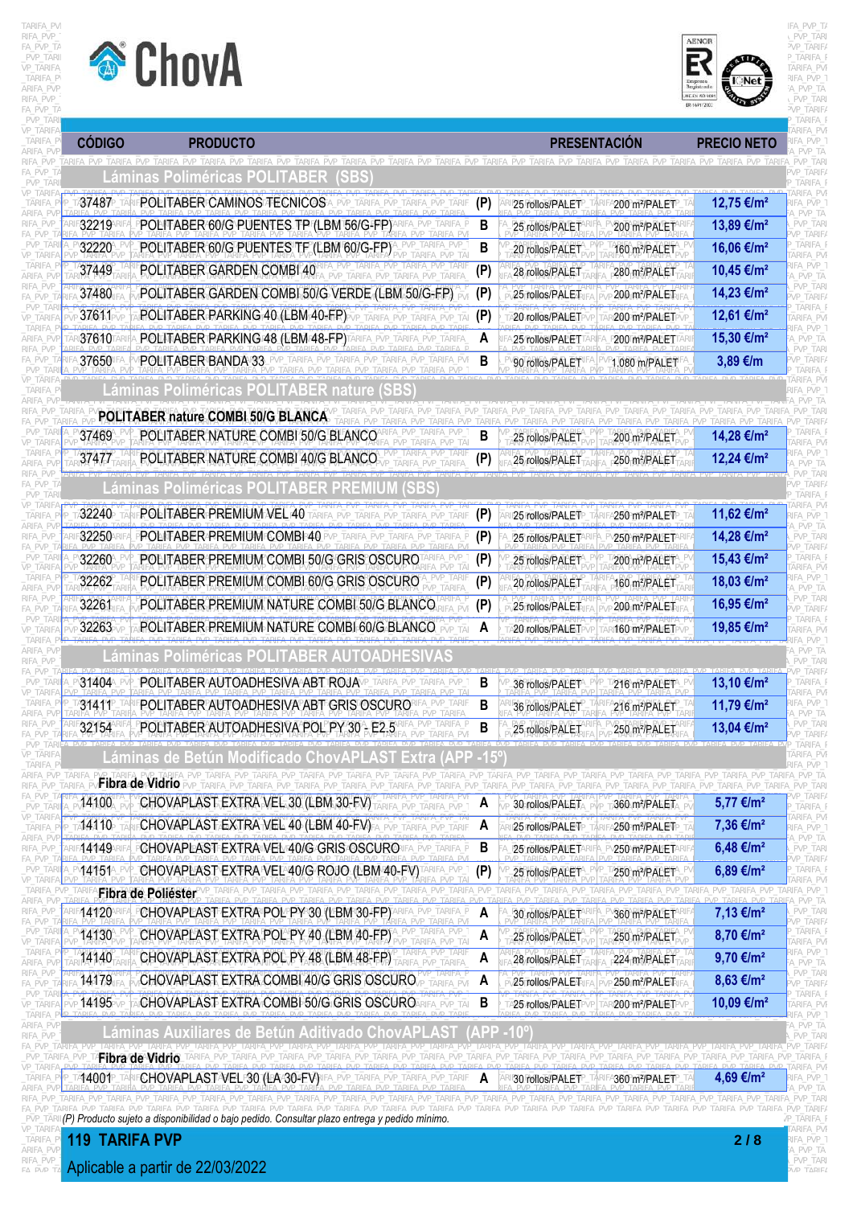| CÓDIGO | PRODUCTO | | PRESENTACIÓN | | PRECIO NETO |
|---|---|---|---|---|---|
| **Láminas Poliméricas POLITABER (SBS)** | | | | | |
| 37487 | POLITABER CAMINOS TECNICOS | (P) | 25 rollos/PALET | 200 m²/PALET | 12,75 €/m² |
| 32219 | POLITABER 60/G PUENTES TP (LBM 56/G-FP) | B | 25 rollos/PALET | 200 m²/PALET | 13,89 €/m² |
| 32220 | POLITABER 60/G PUENTES TF (LBM 60/G-FP) | B | 20 rollos/PALET | 160 m²/PALET | 16,06 €/m² |
| 37449 | POLITABER GARDEN COMBI 40 | (P) | 28 rollos/PALET | 280 m²/PALET | 10,45 €/m² |
| 37480 | POLITABER GARDEN COMBI 50/G VERDE (LBM 50/G-FP) | (P) | 25 rollos/PALET | 200 m²/PALET | 14,23 €/m² |
| 37611 | POLITABER PARKING 40 (LBM 40-FP) | (P) | 20 rollos/PALET | 200 m²/PALET | 12,61 €/m² |
| 37610 | POLITABER PARKING 48 (LBM 48-FP) | A | 25 rollos/PALET | 200 m²/PALET | 15,30 €/m² |
| 37650 | POLITABER BANDA 33 | B | 90 rollos/PALET | 1.080 m/PALET | 3,89 €/m |
| **Láminas Poliméricas POLITABER nature (SBS)** | | | | | |
| | **POLITABER nature COMBI 50/G BLANCA** | | | | |
| 37469 | POLITABER NATURE COMBI 50/G BLANCO | B | 25 rollos/PALET | 200 m²/PALET | 14,28 €/m² |
| 37477 | POLITABER NATURE COMBI 40/G BLANCO | (P) | 25 rollos/PALET | 250 m²/PALET | 12,24 €/m² |
| **Láminas Poliméricas POLITABER PREMIUM (SBS)** | | | | | |
| 32240 | POLITABER PREMIUM VEL 40 | (P) | 25 rollos/PALET | 250 m²/PALET | 11,62 €/m² |
| 32250 | POLITABER PREMIUM COMBI 40 | (P) | 25 rollos/PALET | 250 m²/PALET | 14,28 €/m² |
| 32260 | POLITABER PREMIUM COMBI 50/G GRIS OSCURO | (P) | 25 rollos/PALET | 200 m²/PALET | 15,43 €/m² |
| 32262 | POLITABER PREMIUM COMBI 60/G GRIS OSCURO | (P) | 20 rollos/PALET | 160 m²/PALET | 18,03 €/m² |
| 32261 | POLITABER PREMIUM NATURE COMBI 50/G BLANCO | (P) | 25 rollos/PALET | 200 m²/PALET | 16,95 €/m² |
| 32263 | POLITABER PREMIUM NATURE COMBI 60/G BLANCO | A | 20 rollos/PALET | 160 m²/PALET | 19,85 €/m² |
| **Láminas Poliméricas POLITABER AUTOADHESIVAS** | | | | | |
| 31404 | POLITABER AUTOADHESIVA ABT ROJA | B | 36 rollos/PALET | 216 m²/PALET | 13,10 €/m² |
| 31411 | POLITABER AUTOADHESIVA ABT GRIS OSCURO | B | 36 rollos/PALET | 216 m²/PALET | 11,79 €/m² |
| 32154 | POLITABER AUTOADHESIVA POL PY 30 - E2.5 | B | 25 rollos/PALET | 250 m²/PALET | 13,04 €/m² |
| **Láminas de Betún Modificado ChovAPLAST Extra (APP -15º)** | | | | | |
| | **Fibra de Vidrio** | | | | |
| 14100 | CHOVAPLAST EXTRA VEL 30 (LBM 30-FV) | A | 30 rollos/PALET | 360 m²/PALET | 5,77 €/m² |
| 14110 | CHOVAPLAST EXTRA VEL 40 (LBM 40-FV) | A | 25 rollos/PALET | 250 m²/PALET | 7,36 €/m² |
| 14149 | CHOVAPLAST EXTRA VEL 40/G GRIS OSCURO | B | 25 rollos/PALET | 250 m²/PALET | 6,48 €/m² |
| 14151 | CHOVAPLAST EXTRA VEL 40/G ROJO (LBM 40-FV) | (P) | 25 rollos/PALET | 250 m²/PALET | 6,89 €/m² |
| | **Fibra de Poliéster** | | | | |
| 14120 | CHOVAPLAST EXTRA POL PY 30 (LBM 30-FP) | A | 30 rollos/PALET | 360 m²/PALET | 7,13 €/m² |
| 14130 | CHOVAPLAST EXTRA POL PY 40 (LBM 40-FP) | A | 25 rollos/PALET | 250 m²/PALET | 8,70 €/m² |
| 14140 | CHOVAPLAST EXTRA POL PY 48 (LBM 48-FP) | A | 28 rollos/PALET | 224 m²/PALET | 9,70 €/m² |
| 14179 | CHOVAPLAST EXTRA COMBI 40/G GRIS OSCURO | A | 25 rollos/PALET | 250 m²/PALET | 8,63 €/m² |
| 14195 | CHOVAPLAST EXTRA COMBI 50/G GRIS OSCURO | B | 25 rollos/PALET | 200 m²/PALET | 10,09 €/m² |
| **Láminas Auxiliares de Betún Aditivado ChovAPLAST (APP -10º)** | | | | | |
| | **Fibra de Vidrio** | | | | |
| 14001 | CHOVAPLAST VEL 30 (LA 30-FV) | A | 30 rollos/PALET | 360 m²/PALET | 4,69 €/m² |

*(P) Producto sujeto a disponibilidad o bajo pedido. Consultar plazo entrega y pedido mínimo.*

**119 TARIFA PVP**

Aplicable a partir de 22/03/2022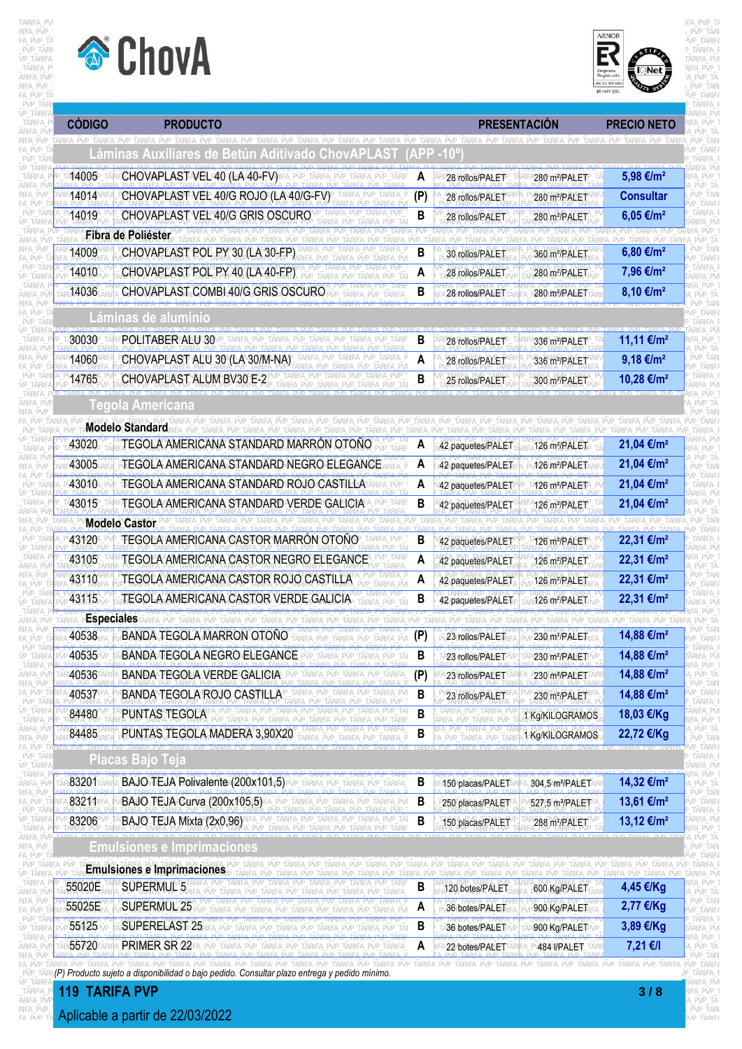| CÓDIGO | PRODUCTO | | PRESENTACIÓN | | PRECIO NETO |
|---|---|---|---|---|---|
| **Láminas Auxiliares de Betún Aditivado ChovAPLAST (APP -10º)** | | | | | |
| 14005 | CHOVAPLAST VEL 40 (LA 40-FV) | A | 28 rollos/PALET | 280 m²/PALET | 5,98 €/m² |
| 14014 | CHOVAPLAST VEL 40/G ROJO (LA 40/G-FV) | (P) | 28 rollos/PALET | 280 m²/PALET | Consultar |
| 14019 | CHOVAPLAST VEL 40/G GRIS OSCURO | B | 28 rollos/PALET | 280 m²/PALET | 6,05 €/m² |
| **Fibra de Poliéster** | | | | | |
| 14009 | CHOVAPLAST POL PY 30 (LA 30-FP) | B | 30 rollos/PALET | 360 m²/PALET | 6,80 €/m² |
| 14010 | CHOVAPLAST POL PY 40 (LA 40-FP) | A | 28 rollos/PALET | 280 m²/PALET | 7,96 €/m² |
| 14036 | CHOVAPLAST COMBI 40/G GRIS OSCURO | B | 28 rollos/PALET | 280 m²/PALET | 8,10 €/m² |
| **Láminas de aluminio** | | | | | |
| 30030 | POLITABER ALU 30 | B | 28 rollos/PALET | 336 m²/PALET | 11,11 €/m² |
| 14060 | CHOVAPLAST ALU 30 (LA 30/M-NA) | A | 28 rollos/PALET | 336 m²/PALET | 9,18 €/m² |
| 14765 | CHOVAPLAST ALUM BV30 E-2 | B | 25 rollos/PALET | 300 m²/PALET | 10,28 €/m² |
| **Tegola Americana** | | | | | |
| **Modelo Standard** | | | | | |
| 43020 | TEGOLA AMERICANA STANDARD MARRÓN OTOÑO | A | 42 paquetes/PALET | 126 m²/PALET | 21,04 €/m² |
| 43005 | TEGOLA AMERICANA STANDARD NEGRO ELEGANCE | A | 42 paquetes/PALET | 126 m²/PALET | 21,04 €/m² |
| 43010 | TEGOLA AMERICANA STANDARD ROJO CASTILLA | A | 42 paquetes/PALET | 126 m²/PALET | 21,04 €/m² |
| 43015 | TEGOLA AMERICANA STANDARD VERDE GALICIA | B | 42 paquetes/PALET | 126 m²/PALET | 21,04 €/m² |
| **Modelo Castor** | | | | | |
| 43120 | TEGOLA AMERICANA CASTOR MARRÓN OTOÑO | B | 42 paquetes/PALET | 126 m²/PALET | 22,31 €/m² |
| 43105 | TEGOLA AMERICANA CASTOR NEGRO ELEGANCE | A | 42 paquetes/PALET | 126 m²/PALET | 22,31 €/m² |
| 43110 | TEGOLA AMERICANA CASTOR ROJO CASTILLA | A | 42 paquetes/PALET | 126 m²/PALET | 22,31 €/m² |
| 43115 | TEGOLA AMERICANA CASTOR VERDE GALICIA | B | 42 paquetes/PALET | 126 m²/PALET | 22,31 €/m² |
| **Especiales** | | | | | |
| 40538 | BANDA TEGOLA MARRON OTOÑO | (P) | 23 rollos/PALET | 230 m²/PALET | 14,88 €/m² |
| 40535 | BANDA TEGOLA NEGRO ELEGANCE | B | 23 rollos/PALET | 230 m²/PALET | 14,88 €/m² |
| 40536 | BANDA TEGOLA VERDE GALICIA | (P) | 23 rollos/PALET | 230 m²/PALET | 14,88 €/m² |
| 40537 | BANDA TEGOLA ROJO CASTILLA | B | 23 rollos/PALET | 230 m²/PALET | 14,88 €/m² |
| 84480 | PUNTAS TEGOLA | B | | 1 Kg/KILOGRAMOS | 18,03 €/Kg |
| 84485 | PUNTAS TEGOLA MADERA 3,90X20 | B | | 1 Kg/KILOGRAMOS | 22,72 €/Kg |
| **Placas Bajo Teja** | | | | | |
| 83201 | BAJO TEJA Polivalente (200x101,5) | B | 150 placas/PALET | 304,5 m²/PALET | 14,32 €/m² |
| 83211 | BAJO TEJA Curva (200x105,5) | B | 250 placas/PALET | 527,5 m²/PALET | 13,61 €/m² |
| 83206 | BAJO TEJA Mixta (2x0,96) | B | 150 placas/PALET | 288 m²/PALET | 13,12 €/m² |
| **Emulsiones e Imprimaciones** | | | | | |
| **Emulsiones e Imprimaciones** | | | | | |
| 55020E | SUPERMUL 5 | B | 120 botes/PALET | 600 Kg/PALET | 4,45 €/Kg |
| 55025E | SUPERMUL 25 | A | 36 botes/PALET | 900 Kg/PALET | 2,77 €/Kg |
| 55125 | SUPERELAST 25 | B | 36 botes/PALET | 900 Kg/PALET | 3,89 €/Kg |
| 55720 | PRIMER SR 22 | A | 22 botes/PALET | 484 l/PALET | 7,21 €/l |

*(P) Producto sujeto a disponibilidad o bajo pedido. Consultar plazo entrega y pedido mínimo.*

**119 TARIFA PVP**

Aplicable a partir de 22/03/2022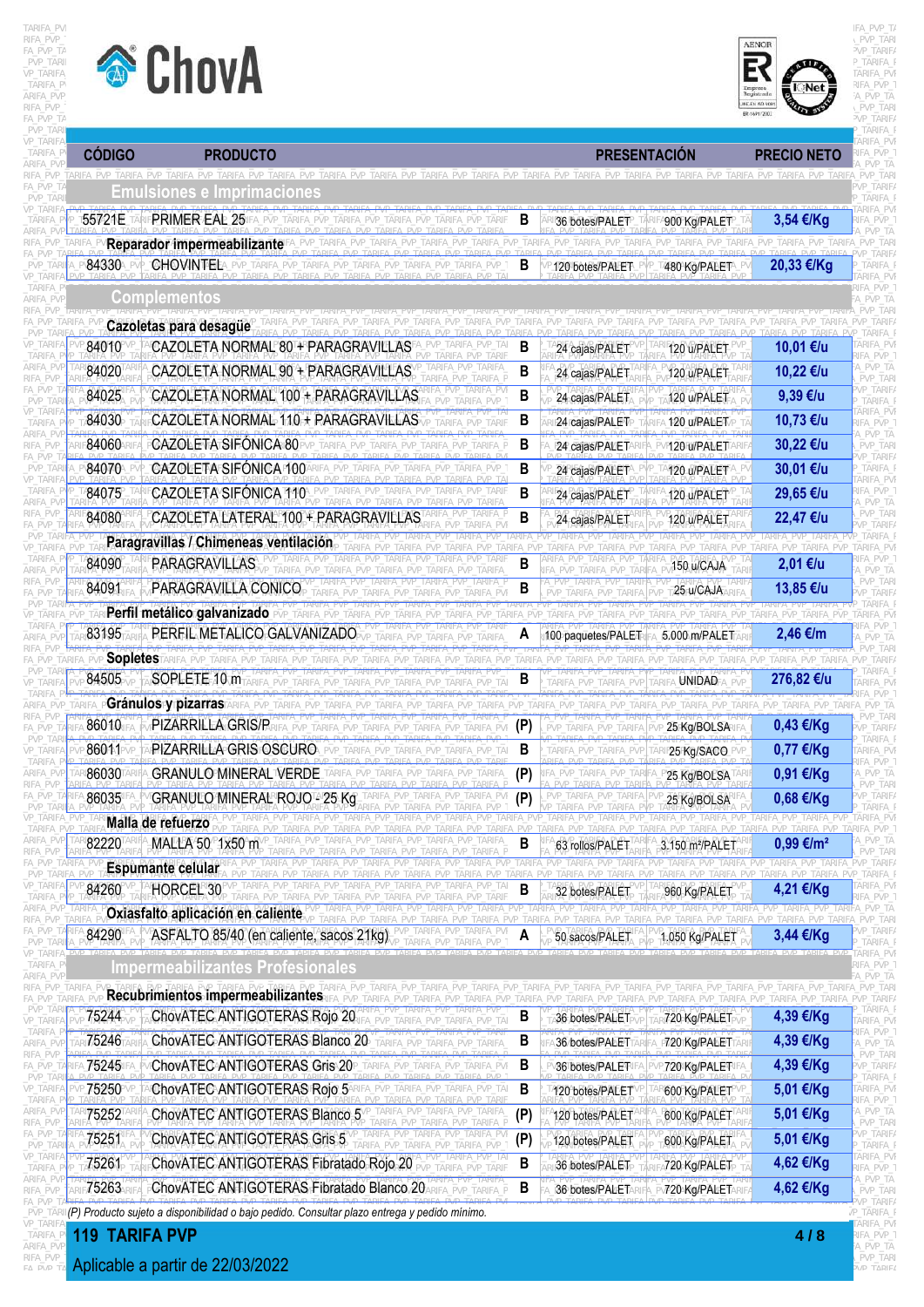# ChovA

| CÓDIGO | PRODUCTO | | PRESENTACIÓN | | PRECIO NETO |
|---|---|---|---|---|---|
| **Emulsiones e Imprimaciones** | | | | | |
| 55721E | PRIMER EAL 25 | B | 36 botes/PALET | 900 Kg/PALET | 3,54 €/Kg |
| **Reparador impermeabilizante** | | | | | |
| 84330 | CHOVINTEL | B | 120 botes/PALET | 480 Kg/PALET | 20,33 €/Kg |
| **Complementos** | | | | | |
| **Cazoletas para desagüe** | | | | | |
| 84010 | CAZOLETA NORMAL 80 + PARAGRAVILLAS | B | 24 cajas/PALET | 120 u/PALET | 10,01 €/u |
| 84020 | CAZOLETA NORMAL 90 + PARAGRAVILLAS | B | 24 cajas/PALET | 120 u/PALET | 10,22 €/u |
| 84025 | CAZOLETA NORMAL 100 + PARAGRAVILLAS | B | 24 cajas/PALET | 120 u/PALET | 9,39 €/u |
| 84030 | CAZOLETA NORMAL 110 + PARAGRAVILLAS | B | 24 cajas/PALET | 120 u/PALET | 10,73 €/u |
| 84060 | CAZOLETA SIFÓNICA 80 | B | 24 cajas/PALET | 120 u/PALET | 30,22 €/u |
| 84070 | CAZOLETA SIFÓNICA 100 | B | 24 cajas/PALET | 120 u/PALET | 30,01 €/u |
| 84075 | CAZOLETA SIFÓNICA 110 | B | 24 cajas/PALET | 120 u/PALET | 29,65 €/u |
| 84080 | CAZOLETA LATERAL 100 + PARAGRAVILLAS | B | 24 cajas/PALET | 120 u/PALET | 22,47 €/u |
| **Paragravillas / Chimeneas ventilación** | | | | | |
| 84090 | PARAGRAVILLAS | B | | 150 u/CAJA | 2,01 €/u |
| 84091 | PARAGRAVILLA CONICO | B | | 25 u/CAJA | 13,85 €/u |
| **Perfil metálico galvanizado** | | | | | |
| 83195 | PERFIL METALICO GALVANIZADO | A | 100 paquetes/PALET | 5.000 m/PALET | 2,46 €/m |
| **Sopletes** | | | | | |
| 84505 | SOPLETE 10 m | B | | UNIDAD | 276,82 €/u |
| **Gránulos y pizarras** | | | | | |
| 86010 | PIZARRILLA GRIS/P | (P) | | 25 Kg/BOLSA | 0,43 €/Kg |
| 86011 | PIZARRILLA GRIS OSCURO | B | | 25 Kg/SACO | 0,77 €/Kg |
| 86030 | GRANULO MINERAL VERDE | (P) | | 25 Kg/BOLSA | 0,91 €/Kg |
| 86035 | GRANULO MINERAL ROJO - 25 Kg | (P) | | 25 Kg/BOLSA | 0,68 €/Kg |
| **Malla de refuerzo** | | | | | |
| 82220 | MALLA 50 1x50 m | B | 63 rollos/PALET | 3.150 m²/PALET | 0,99 €/m² |
| **Espumante celular** | | | | | |
| 84260 | HORCEL 30 | B | 32 botes/PALET | 960 Kg/PALET | 4,21 €/Kg |
| **Oxiasfalto aplicación en caliente** | | | | | |
| 84290 | ASFALTO 85/40 (en caliente, sacos 21kg) | A | 50 sacos/PALET | 1.050 Kg/PALET | 3,44 €/Kg |
| **Impermeabilizantes Profesionales** | | | | | |
| **Recubrimientos impermeabilizantes** | | | | | |
| 75244 | ChovATEC ANTIGOTERAS Rojo 20 | B | 36 botes/PALET | 720 Kg/PALET | 4,39 €/Kg |
| 75246 | ChovATEC ANTIGOTERAS Blanco 20 | B | 36 botes/PALET | 720 Kg/PALET | 4,39 €/Kg |
| 75245 | ChovATEC ANTIGOTERAS Gris 20 | B | 36 botes/PALET | 720 Kg/PALET | 4,39 €/Kg |
| 75250 | ChovATEC ANTIGOTERAS Rojo 5 | B | 120 botes/PALET | 600 Kg/PALET | 5,01 €/Kg |
| 75252 | ChovATEC ANTIGOTERAS Blanco 5 | (P) | 120 botes/PALET | 600 Kg/PALET | 5,01 €/Kg |
| 75251 | ChovATEC ANTIGOTERAS Gris 5 | (P) | 120 botes/PALET | 600 Kg/PALET | 5,01 €/Kg |
| 75261 | ChovATEC ANTIGOTERAS Fibratado Rojo 20 | B | 36 botes/PALET | 720 Kg/PALET | 4,62 €/Kg |
| 75263 | ChovATEC ANTIGOTERAS Fibratado Blanco 20 | B | 36 botes/PALET | 720 Kg/PALET | 4,62 €/Kg |

(P) Producto sujeto a disponibilidad o bajo pedido. Consultar plazo entrega y pedido mínimo.

**119 TARIFA PVP**

Aplicable a partir de 22/03/2022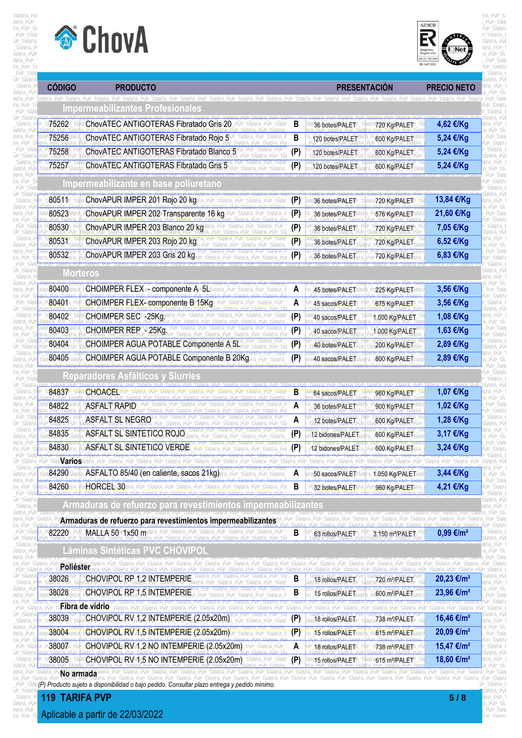| CÓDIGO | PRODUCTO | | PRESENTACIÓN | | PRECIO NETO |
|---|---|---|---|---|---|
| **Impermeabilizantes Profesionales** | | | | | |
| 75262 | ChovATEC ANTIGOTERAS Fibratado Gris 20 | B | 36 botes/PALET | 720 Kg/PALET | 4,62 €/Kg |
| 75256 | ChovATEC ANTIGOTERAS Fibratado Rojo 5 | B | 120 botes/PALET | 600 Kg/PALET | 5,24 €/Kg |
| 75258 | ChovATEC ANTIGOTERAS Fibratado Blanco 5 | (P) | 120 botes/PALET | 600 Kg/PALET | 5,24 €/Kg |
| 75257 | ChovATEC ANTIGOTERAS Fibratado Gris 5 | (P) | 120 botes/PALET | 600 Kg/PALET | 5,24 €/Kg |
| **Impermeabilizante en base poliuretano** | | | | | |
| 80511 | ChovAPUR IMPER 201 Rojo 20 kg | (P) | 36 botes/PALET | 720 Kg/PALET | 13,84 €/Kg |
| 80523 | ChovAPUR IMPER 202 Transparente 16 kg | (P) | 36 botes/PALET | 576 Kg/PALET | 21,60 €/Kg |
| 80530 | ChovAPUR IMPER 203 Blanco 20 kg | (P) | 36 botes/PALET | 720 Kg/PALET | 7,05 €/Kg |
| 80531 | ChovAPUR IMPER 203 Rojo 20 kg | (P) | 36 botes/PALET | 720 Kg/PALET | 6,52 €/Kg |
| 80532 | ChovAPUR IMPER 203 Gris 20 kg | (P) | 36 botes/PALET | 720 Kg/PALET | 6,83 €/Kg |
| **Morteros** | | | | | |
| 80400 | CHOIMPER FLEX - componente A 5L | A | 45 botes/PALET | 225 Kg/PALET | 3,56 €/Kg |
| 80401 | CHOIMPER FLEX- componente B 15Kg | A | 45 sacos/PALET | 675 Kg/PALET | 3,56 €/Kg |
| 80402 | CHOIMPER SEC - 25Kg | (P) | 40 sacos/PALET | 1.000 Kg/PALET | 1,08 €/Kg |
| 80403 | CHOIMPER REP - 25Kg | (P) | 40 sacos/PALET | 1.000 Kg/PALET | 1,63 €/Kg |
| 80404 | CHOIMPER AGUA POTABLE Componente A 5L | (P) | 40 botes/PALET | 200 Kg/PALET | 2,89 €/Kg |
| 80405 | CHOIMPER AGUA POTABLE Componente B 20Kg | (P) | 40 sacos/PALET | 800 Kg/PALET | 2,89 €/Kg |
| **Reparadores Asfálticos y Slurries** | | | | | |
| 84837 | CHOACEL | B | 64 sacos/PALET | 960 Kg/PALET | 1,07 €/Kg |
| 84822 | ASFALT RAPID | A | 36 botes/PALET | 900 Kg/PALET | 1,02 €/Kg |
| 84825 | ASFALT SL NEGRO | A | 12 botes/PALET | 600 Kg/PALET | 1,28 €/Kg |
| 84835 | ASFALT SL SINTETICO ROJO | (P) | 12 bidones/PALET | 600 Kg/PALET | 3,17 €/Kg |
| 84830 | ASFALT SL SINTETICO VERDE | (P) | 12 bidones/PALET | 600 Kg/PALET | 3,24 €/Kg |
| **Varios** | | | | | |
| 84290 | ASFALTO 85/40 (en caliente, sacos 21kg) | A | 50 sacos/PALET | 1.050 Kg/PALET | 3,44 €/Kg |
| 84260 | HORCEL 30 | B | 32 botes/PALET | 960 Kg/PALET | 4,21 €/Kg |
| **Armaduras de refuerzo para revestimientos impermeabilizantes** | | | | | |
| **Armaduras de refuerzo para revestimientos impermeabilizantes** | | | | | |
| 82220 | MALLA 50 1x50 m | B | 63 rollos/PALET | 3.150 m²/PALET | 0,99 €/m² |
| **Láminas Sintéticas PVC CHOVIPOL** | | | | | |
| **Poliéster** | | | | | |
| 38026 | CHOVIPOL RP 1,2 INTEMPERIE | B | 18 rollos/PALET | 720 m²/PALET | 20,23 €/m² |
| 38028 | CHOVIPOL RP 1,5 INTEMPERIE | B | 15 rollos/PALET | 600 m²/PALET | 23,96 €/m² |
| **Fibra de vidrio** | | | | | |
| 38039 | CHOVIPOL RV 1,2 INTEMPERIE (2.05x20m) | (P) | 18 rollos/PALET | 738 m²/PALET | 16,46 €/m² |
| 38004 | CHOVIPOL RV 1,5 INTEMPERIE (2.05x20m) | (P) | 15 rollos/PALET | 615 m²/PALET | 20,09 €/m² |
| 38007 | CHOVIPOL RV 1,2 NO INTEMPERIE (2.05x20m) | A | 18 rollos/PALET | 738 m²/PALET | 15,47 €/m² |
| 38005 | CHOVIPOL RV 1,5 NO INTEMPERIE (2.05x20m) | (P) | 15 rollos/PALET | 615 m²/PALET | 18,60 €/m² |
| **No armada** | | | | | |

*(P) Producto sujeto a disponibilidad o bajo pedido. Consultar plazo entrega y pedido mínimo.*

**119 TARIFA PVP**

Aplicable a partir de 22/03/2022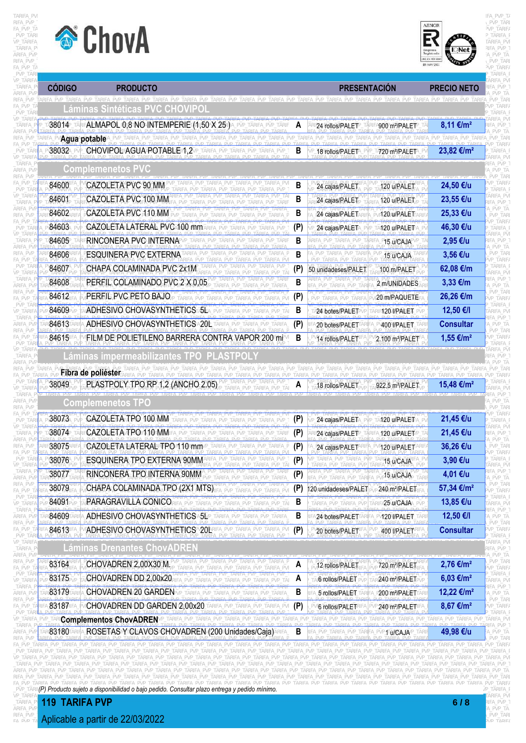# ChovA

| CÓDIGO | PRODUCTO | | PRESENTACIÓN | | PRECIO NETO |
|---|---|---|---|---|---|
| **Láminas Sintéticas PVC CHOVIPOL** | | | | | |
| 38014 | ALMAPOL 0,8 NO INTEMPERIE (1,50 X 25 ) | A | 24 rollos/PALET | 900 m²/PALET | 8,11 €/m² |
| **Agua potable** | | | | | |
| 38032 | CHOVIPOL AGUA POTABLE 1,2 | B | 18 rollos/PALET | 720 m²/PALET | 23,82 €/m² |
| **Complementos PVC** | | | | | |
| 84600 | CAZOLETA PVC 90 MM | B | 24 cajas/PALET | 120 u/PALET | 24,50 €/u |
| 84601 | CAZOLETA PVC 100 MM | B | 24 cajas/PALET | 120 u/PALET | 23,55 €/u |
| 84602 | CAZOLETA PVC 110 MM | B | 24 cajas/PALET | 120 u/PALET | 25,33 €/u |
| 84603 | CAZOLETA LATERAL PVC 100 mm | (P) | 24 cajas/PALET | 120 u/PALET | 46,30 €/u |
| 84605 | RINCONERA PVC INTERNA | B | | 15 u/CAJA | 2,95 €/u |
| 84606 | ESQUINERA PVC EXTERNA | B | | 15 u/CAJA | 3,56 €/u |
| 84607 | CHAPA COLAMINADA PVC 2x1M | (P) | 50 unidadeses/PALET | 100 m/PALET | 62,08 €/m |
| 84608 | PERFIL COLAMINADO PVC 2 X 0,05 | B | | 2 m/UNIDADES | 3,33 €/m |
| 84612 | PERFIL PVC PETO BAJO | (P) | | 20 m/PAQUETE | 26,26 €/m |
| 84609 | ADHESIVO CHOVASYNTHETICS 5L | B | 24 botes/PALET | 120 l/PALET | 12,50 €/l |
| 84613 | ADHESIVO CHOVASYNTHETICS 20L | (P) | 20 botes/PALET | 400 l/PALET | Consultar |
| 84615 | FILM DE POLIETILENO BARRERA CONTRA VAPOR 200 mi | B | 14 rollos/PALET | 2.100 m²/PALET | 1,55 €/m² |
| **Láminas impermeabilizantes TPO PLASTPOLY** | | | | | |
| **Fibra de poliéster** | | | | | |
| 38049 | PLASTPOLY TPO RP 1,2 (ANCHO 2,05) | A | 18 rollos/PALET | 922,5 m²/PALET | 15,48 €/m² |
| **Complementos TPO** | | | | | |
| 38073 | CAZOLETA TPO 100 MM | (P) | 24 cajas/PALET | 120 u/PALET | 21,45 €/u |
| 38074 | CAZOLETA TPO 110 MM | (P) | 24 cajas/PALET | 120 u/PALET | 21,45 €/u |
| 38075 | CAZOLETA LATERAL TPO 110 mm | (P) | 24 cajas/PALET | 120 u/PALET | 36,26 €/u |
| 38076 | ESQUINERA TPO EXTERNA 90MM | (P) | | 15 u/CAJA | 3,90 €/u |
| 38077 | RINCONERA TPO INTERNA 90MM | (P) | | 15 u/CAJA | 4,01 €/u |
| 38079 | CHAPA COLAMINADA TPO (2X1 MTS) | (P) | 120 unidadeses/PALET | 240 m²/PALET | 57,34 €/m² |
| 84091 | PARAGRAVILLA CONICO | B | | 25 u/CAJA | 13,85 €/u |
| 84609 | ADHESIVO CHOVASYNTHETICS 5L | B | 24 botes/PALET | 120 l/PALET | 12,50 €/l |
| 84613 | ADHESIVO CHOVASYNTHETICS 20L | (P) | 20 botes/PALET | 400 l/PALET | Consultar |
| **Láminas Drenantes ChovADREN** | | | | | |
| 83164 | CHOVADREN 2,00X30 M. | A | 12 rollos/PALET | 720 m²/PALET | 2,76 €/m² |
| 83175 | CHOVADREN DD 2,00x20 | A | 6 rollos/PALET | 240 m²/PALET | 6,03 €/m² |
| 83179 | CHOVADREN 20 GARDEN | B | 5 rollos/PALET | 200 m²/PALET | 12,22 €/m² |
| 83187 | CHOVADREN DD GARDEN 2,00x20 | (P) | 6 rollos/PALET | 240 m²/PALET | 8,67 €/m² |
| **Complementos ChovADREN** | | | | | |
| 83180 | ROSETAS Y CLAVOS CHOVADREN (200 Unidades/Caja) | B | | 1 u/CAJA | 49,98 €/u |

*(P) Producto sujeto a disponibilidad o bajo pedido. Consultar plazo entrega y pedido mínimo.*

**119 TARIFA PVP**

Aplicable a partir de 22/03/2022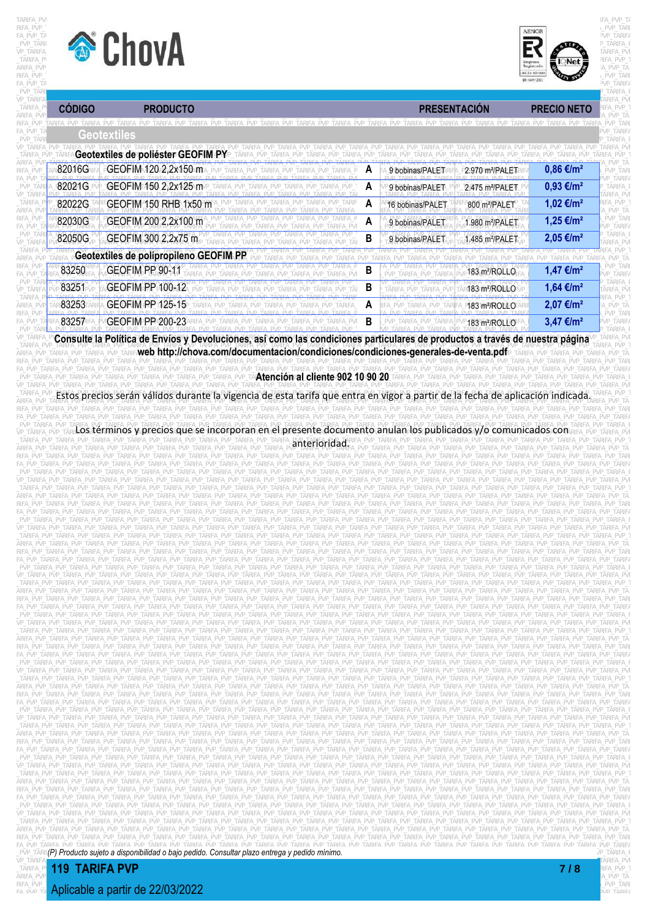| CÓDIGO | PRODUCTO | | PRESENTACIÓN | | PRECIO NETO |
|---|---|---|---|---|---|
| **Geotextiles** | | | | | |
| **Geotextiles de poliéster GEOFIM PY** | | | | | |
| 82016G | GEOFIM 120 2,2x150 m | A | 9 bobinas/PALET | 2.970 m²/PALET | 0,86 €/m² |
| 82021G | GEOFIM 150 2,2x125 m | A | 9 bobinas/PALET | 2.475 m²/PALET | 0,93 €/m² |
| 82022G | GEOFIM 150 RHB 1x50 m | A | 16 bobinas/PALET | 800 m²/PALET | 1,02 €/m² |
| 82030G | GEOFIM 200 2,2x100 m | A | 9 bobinas/PALET | 1.980 m²/PALET | 1,25 €/m² |
| 82050G | GEOFIM 300 2,2x75 m | B | 9 bobinas/PALET | 1.485 m²/PALET | 2,05 €/m² |
| **Geotextiles de polipropileno GEOFIM PP** | | | | | |
| 83250 | GEOFIM PP 90-11 | B | | 183 m²/ROLLO | 1,47 €/m² |
| 83251 | GEOFIM PP 100-12 | B | | 183 m²/ROLLO | 1,64 €/m² |
| 83253 | GEOFIM PP 125-15 | A | | 183 m²/ROLLO | 2,07 €/m² |
| 83257 | GEOFIM PP 200-23 | B | | 183 m²/ROLLO | 3,47 €/m² |

**Consulte la Política de Envíos y Devoluciones, así como las condiciones particulares de productos a través de nuestra página web http://chova.com/documentacion/condiciones/condiciones-generales-de-venta.pdf**

**Atención al cliente 902 10 90 20**

Estos precios serán válidos durante la vigencia de esta tarifa que entra en vigor a partir de la fecha de aplicación indicada.

Los términos y precios que se incorporan en el presente documento anulan los publicados y/o comunicados con anterioridad.

*(P) Producto sujeto a disponibilidad o bajo pedido. Consultar plazo entrega y pedido mínimo.*

**119 TARIFA PVP**

Aplicable a partir de 22/03/2022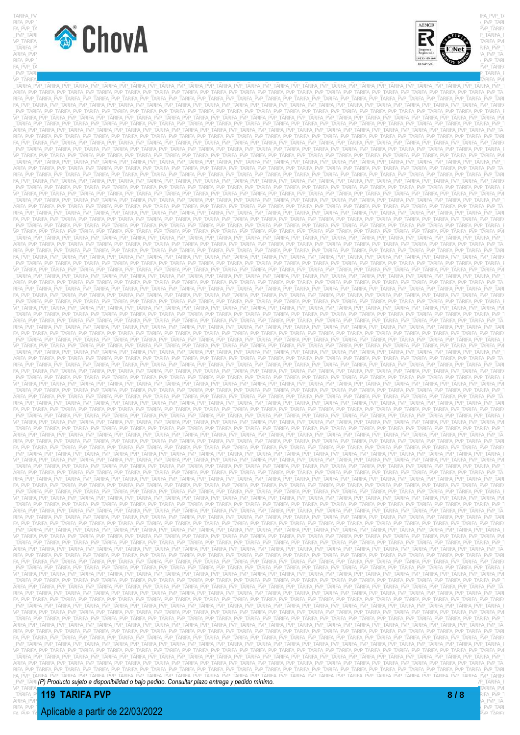*(P) Producto sujeto a disponibilidad o bajo pedido. Consultar plazo entrega y pedido mínimo.*